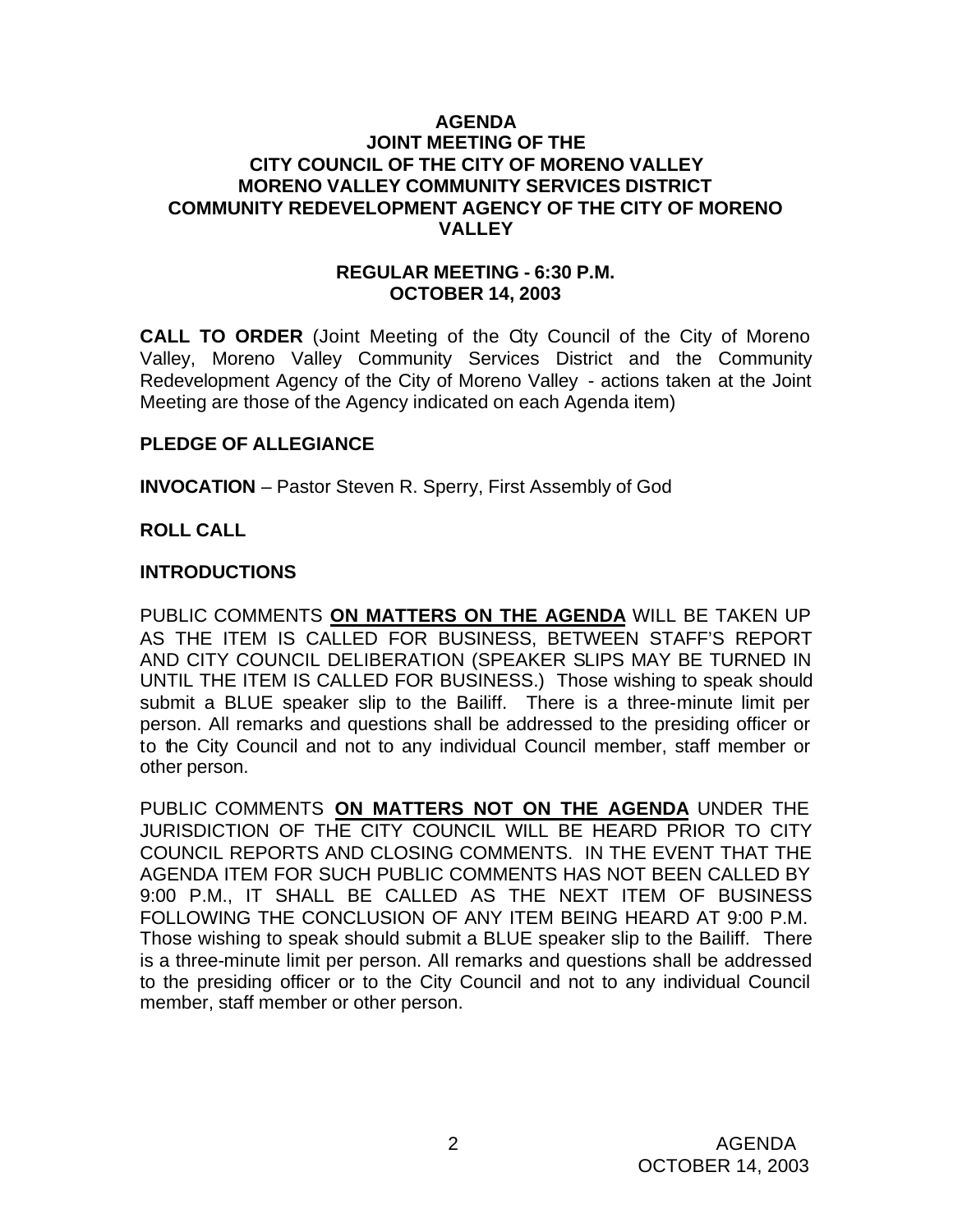# AGENDA
## JOINT MEETING OF THE
## CITY COUNCIL OF THE CITY OF MORENO VALLEY
## MORENO VALLEY COMMUNITY SERVICES DISTRICT
## COMMUNITY REDEVELOPMENT AGENCY OF THE CITY OF MORENO VALLEY

### REGULAR MEETING - 6:30 P.M.
### OCTOBER 14, 2003

**CALL TO ORDER** (Joint Meeting of the City Council of the City of Moreno Valley, Moreno Valley Community Services District and the Community Redevelopment Agency of the City of Moreno Valley - actions taken at the Joint Meeting are those of the Agency indicated on each Agenda item)

**PLEDGE OF ALLEGIANCE**

**INVOCATION** – Pastor Steven R. Sperry, First Assembly of God

**ROLL CALL**

**INTRODUCTIONS**

PUBLIC COMMENTS **ON MATTERS ON THE AGENDA** WILL BE TAKEN UP AS THE ITEM IS CALLED FOR BUSINESS, BETWEEN STAFF'S REPORT AND CITY COUNCIL DELIBERATION (SPEAKER SLIPS MAY BE TURNED IN UNTIL THE ITEM IS CALLED FOR BUSINESS.) Those wishing to speak should submit a BLUE speaker slip to the Bailiff. There is a three-minute limit per person. All remarks and questions shall be addressed to the presiding officer or to the City Council and not to any individual Council member, staff member or other person.

PUBLIC COMMENTS **ON MATTERS NOT ON THE AGENDA** UNDER THE JURISDICTION OF THE CITY COUNCIL WILL BE HEARD PRIOR TO CITY COUNCIL REPORTS AND CLOSING COMMENTS. IN THE EVENT THAT THE AGENDA ITEM FOR SUCH PUBLIC COMMENTS HAS NOT BEEN CALLED BY 9:00 P.M., IT SHALL BE CALLED AS THE NEXT ITEM OF BUSINESS FOLLOWING THE CONCLUSION OF ANY ITEM BEING HEARD AT 9:00 P.M. Those wishing to speak should submit a BLUE speaker slip to the Bailiff. There is a three-minute limit per person. All remarks and questions shall be addressed to the presiding officer or to the City Council and not to any individual Council member, staff member or other person.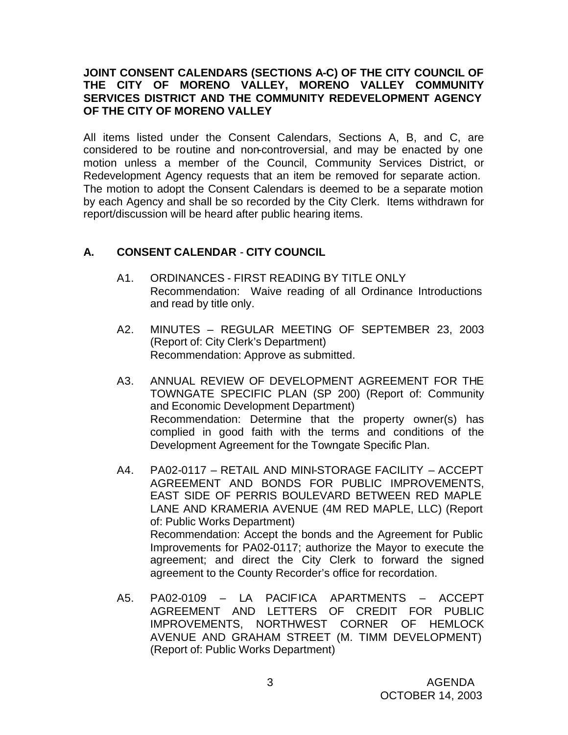**JOINT CONSENT CALENDARS (SECTIONS A-C) OF THE CITY COUNCIL OF THE CITY OF MORENO VALLEY, MORENO VALLEY COMMUNITY SERVICES DISTRICT AND THE COMMUNITY REDEVELOPMENT AGENCY OF THE CITY OF MORENO VALLEY**

All items listed under the Consent Calendars, Sections A, B, and C, are considered to be routine and non-controversial, and may be enacted by one motion unless a member of the Council, Community Services District, or Redevelopment Agency requests that an item be removed for separate action. The motion to adopt the Consent Calendars is deemed to be a separate motion by each Agency and shall be so recorded by the City Clerk. Items withdrawn for report/discussion will be heard after public hearing items.

## A. CONSENT CALENDAR - CITY COUNCIL

A1. ORDINANCES - FIRST READING BY TITLE ONLY
Recommendation: Waive reading of all Ordinance Introductions and read by title only.

A2. MINUTES – REGULAR MEETING OF SEPTEMBER 23, 2003 (Report of: City Clerk's Department)
Recommendation: Approve as submitted.

A3. ANNUAL REVIEW OF DEVELOPMENT AGREEMENT FOR THE TOWNGATE SPECIFIC PLAN (SP 200) (Report of: Community and Economic Development Department)
Recommendation: Determine that the property owner(s) has complied in good faith with the terms and conditions of the Development Agreement for the Towngate Specific Plan.

A4. PA02-0117 – RETAIL AND MINI-STORAGE FACILITY – ACCEPT AGREEMENT AND BONDS FOR PUBLIC IMPROVEMENTS, EAST SIDE OF PERRIS BOULEVARD BETWEEN RED MAPLE LANE AND KRAMERIA AVENUE (4M RED MAPLE, LLC) (Report of: Public Works Department)
Recommendation: Accept the bonds and the Agreement for Public Improvements for PA02-0117; authorize the Mayor to execute the agreement; and direct the City Clerk to forward the signed agreement to the County Recorder's office for recordation.

A5. PA02-0109 – LA PACIFICA APARTMENTS – ACCEPT AGREEMENT AND LETTERS OF CREDIT FOR PUBLIC IMPROVEMENTS, NORTHWEST CORNER OF HEMLOCK AVENUE AND GRAHAM STREET (M. TIMM DEVELOPMENT) (Report of: Public Works Department)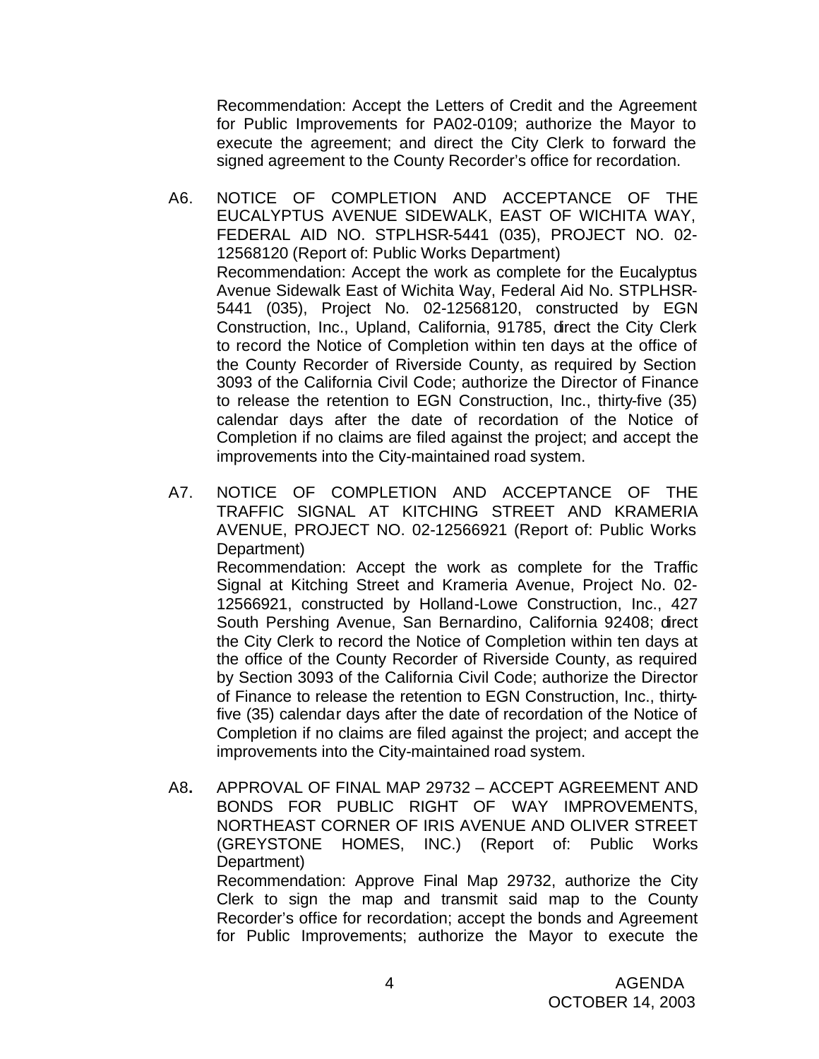Recommendation: Accept the Letters of Credit and the Agreement for Public Improvements for PA02-0109; authorize the Mayor to execute the agreement; and direct the City Clerk to forward the signed agreement to the County Recorder's office for recordation.

A6. NOTICE OF COMPLETION AND ACCEPTANCE OF THE EUCALYPTUS AVENUE SIDEWALK, EAST OF WICHITA WAY, FEDERAL AID NO. STPLHSR-5441 (035), PROJECT NO. 02-12568120 (Report of: Public Works Department)
Recommendation: Accept the work as complete for the Eucalyptus Avenue Sidewalk East of Wichita Way, Federal Aid No. STPLHSR-5441 (035), Project No. 02-12568120, constructed by EGN Construction, Inc., Upland, California, 91785, direct the City Clerk to record the Notice of Completion within ten days at the office of the County Recorder of Riverside County, as required by Section 3093 of the California Civil Code; authorize the Director of Finance to release the retention to EGN Construction, Inc., thirty-five (35) calendar days after the date of recordation of the Notice of Completion if no claims are filed against the project; and accept the improvements into the City-maintained road system.

A7. NOTICE OF COMPLETION AND ACCEPTANCE OF THE TRAFFIC SIGNAL AT KITCHING STREET AND KRAMERIA AVENUE, PROJECT NO. 02-12566921 (Report of: Public Works Department)
Recommendation: Accept the work as complete for the Traffic Signal at Kitching Street and Krameria Avenue, Project No. 02-12566921, constructed by Holland-Lowe Construction, Inc., 427 South Pershing Avenue, San Bernardino, California 92408; direct the City Clerk to record the Notice of Completion within ten days at the office of the County Recorder of Riverside County, as required by Section 3093 of the California Civil Code; authorize the Director of Finance to release the retention to EGN Construction, Inc., thirty-five (35) calendar days after the date of recordation of the Notice of Completion if no claims are filed against the project; and accept the improvements into the City-maintained road system.

A8**.** APPROVAL OF FINAL MAP 29732 – ACCEPT AGREEMENT AND BONDS FOR PUBLIC RIGHT OF WAY IMPROVEMENTS, NORTHEAST CORNER OF IRIS AVENUE AND OLIVER STREET (GREYSTONE HOMES, INC.) (Report of: Public Works Department)
Recommendation: Approve Final Map 29732, authorize the City Clerk to sign the map and transmit said map to the County Recorder's office for recordation; accept the bonds and Agreement for Public Improvements; authorize the Mayor to execute the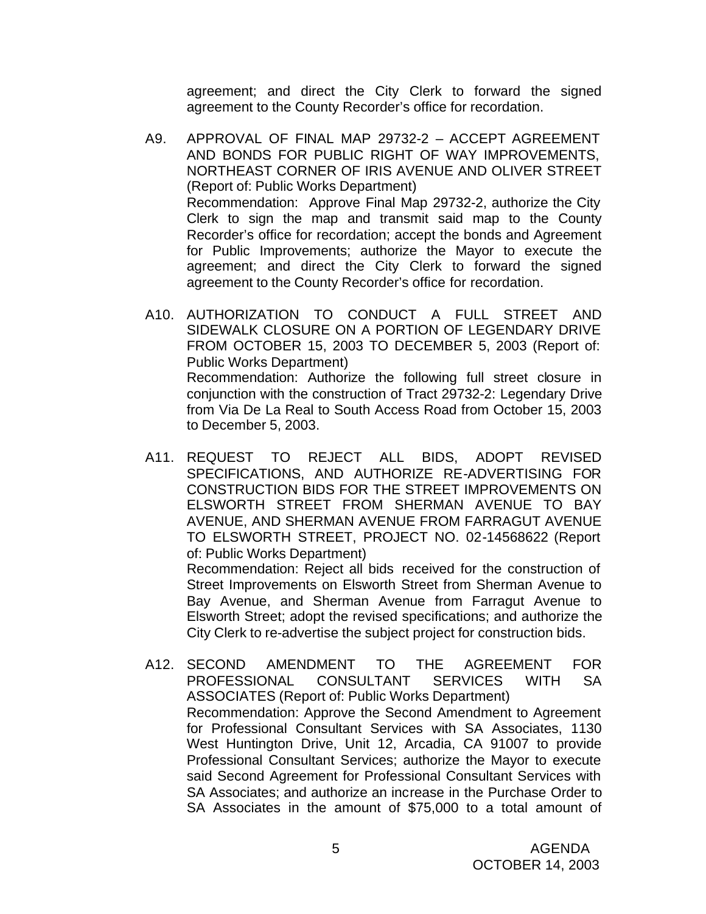agreement; and direct the City Clerk to forward the signed agreement to the County Recorder's office for recordation.

A9. APPROVAL OF FINAL MAP 29732-2 – ACCEPT AGREEMENT AND BONDS FOR PUBLIC RIGHT OF WAY IMPROVEMENTS, NORTHEAST CORNER OF IRIS AVENUE AND OLIVER STREET (Report of: Public Works Department)
Recommendation: Approve Final Map 29732-2, authorize the City Clerk to sign the map and transmit said map to the County Recorder's office for recordation; accept the bonds and Agreement for Public Improvements; authorize the Mayor to execute the agreement; and direct the City Clerk to forward the signed agreement to the County Recorder's office for recordation.

A10. AUTHORIZATION TO CONDUCT A FULL STREET AND SIDEWALK CLOSURE ON A PORTION OF LEGENDARY DRIVE FROM OCTOBER 15, 2003 TO DECEMBER 5, 2003 (Report of: Public Works Department)
Recommendation: Authorize the following full street closure in conjunction with the construction of Tract 29732-2: Legendary Drive from Via De La Real to South Access Road from October 15, 2003 to December 5, 2003.

A11. REQUEST TO REJECT ALL BIDS, ADOPT REVISED SPECIFICATIONS, AND AUTHORIZE RE-ADVERTISING FOR CONSTRUCTION BIDS FOR THE STREET IMPROVEMENTS ON ELSWORTH STREET FROM SHERMAN AVENUE TO BAY AVENUE, AND SHERMAN AVENUE FROM FARRAGUT AVENUE TO ELSWORTH STREET, PROJECT NO. 02-14568622 (Report of: Public Works Department)
Recommendation: Reject all bids received for the construction of Street Improvements on Elsworth Street from Sherman Avenue to Bay Avenue, and Sherman Avenue from Farragut Avenue to Elsworth Street; adopt the revised specifications; and authorize the City Clerk to re-advertise the subject project for construction bids.

A12. SECOND AMENDMENT TO THE AGREEMENT FOR PROFESSIONAL CONSULTANT SERVICES WITH SA ASSOCIATES (Report of: Public Works Department)
Recommendation: Approve the Second Amendment to Agreement for Professional Consultant Services with SA Associates, 1130 West Huntington Drive, Unit 12, Arcadia, CA 91007 to provide Professional Consultant Services; authorize the Mayor to execute said Second Agreement for Professional Consultant Services with SA Associates; and authorize an increase in the Purchase Order to SA Associates in the amount of $75,000 to a total amount of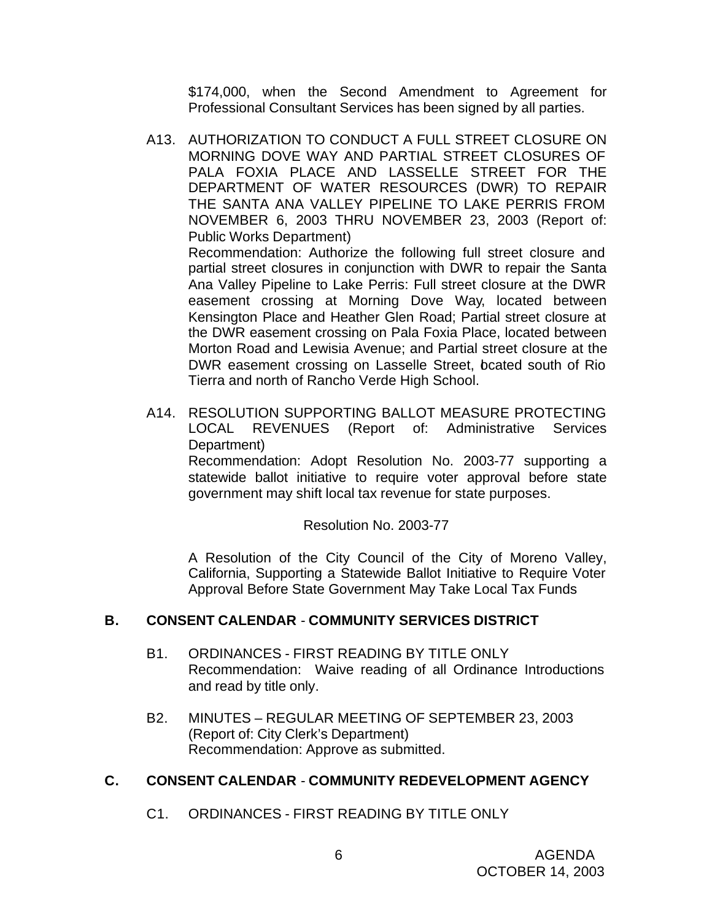$174,000, when the Second Amendment to Agreement for Professional Consultant Services has been signed by all parties.

A13. AUTHORIZATION TO CONDUCT A FULL STREET CLOSURE ON MORNING DOVE WAY AND PARTIAL STREET CLOSURES OF PALA FOXIA PLACE AND LASSELLE STREET FOR THE DEPARTMENT OF WATER RESOURCES (DWR) TO REPAIR THE SANTA ANA VALLEY PIPELINE TO LAKE PERRIS FROM NOVEMBER 6, 2003 THRU NOVEMBER 23, 2003 (Report of: Public Works Department)
Recommendation: Authorize the following full street closure and partial street closures in conjunction with DWR to repair the Santa Ana Valley Pipeline to Lake Perris: Full street closure at the DWR easement crossing at Morning Dove Way, located between Kensington Place and Heather Glen Road; Partial street closure at the DWR easement crossing on Pala Foxia Place, located between Morton Road and Lewisia Avenue; and Partial street closure at the DWR easement crossing on Lasselle Street, located south of Rio Tierra and north of Rancho Verde High School.

A14. RESOLUTION SUPPORTING BALLOT MEASURE PROTECTING LOCAL REVENUES (Report of: Administrative Services Department)
Recommendation: Adopt Resolution No. 2003-77 supporting a statewide ballot initiative to require voter approval before state government may shift local tax revenue for state purposes.

Resolution No. 2003-77

A Resolution of the City Council of the City of Moreno Valley, California, Supporting a Statewide Ballot Initiative to Require Voter Approval Before State Government May Take Local Tax Funds

## B. CONSENT CALENDAR - COMMUNITY SERVICES DISTRICT

B1. ORDINANCES - FIRST READING BY TITLE ONLY
Recommendation: Waive reading of all Ordinance Introductions and read by title only.

B2. MINUTES – REGULAR MEETING OF SEPTEMBER 23, 2003 (Report of: City Clerk's Department)
Recommendation: Approve as submitted.

## C. CONSENT CALENDAR - COMMUNITY REDEVELOPMENT AGENCY

C1. ORDINANCES - FIRST READING BY TITLE ONLY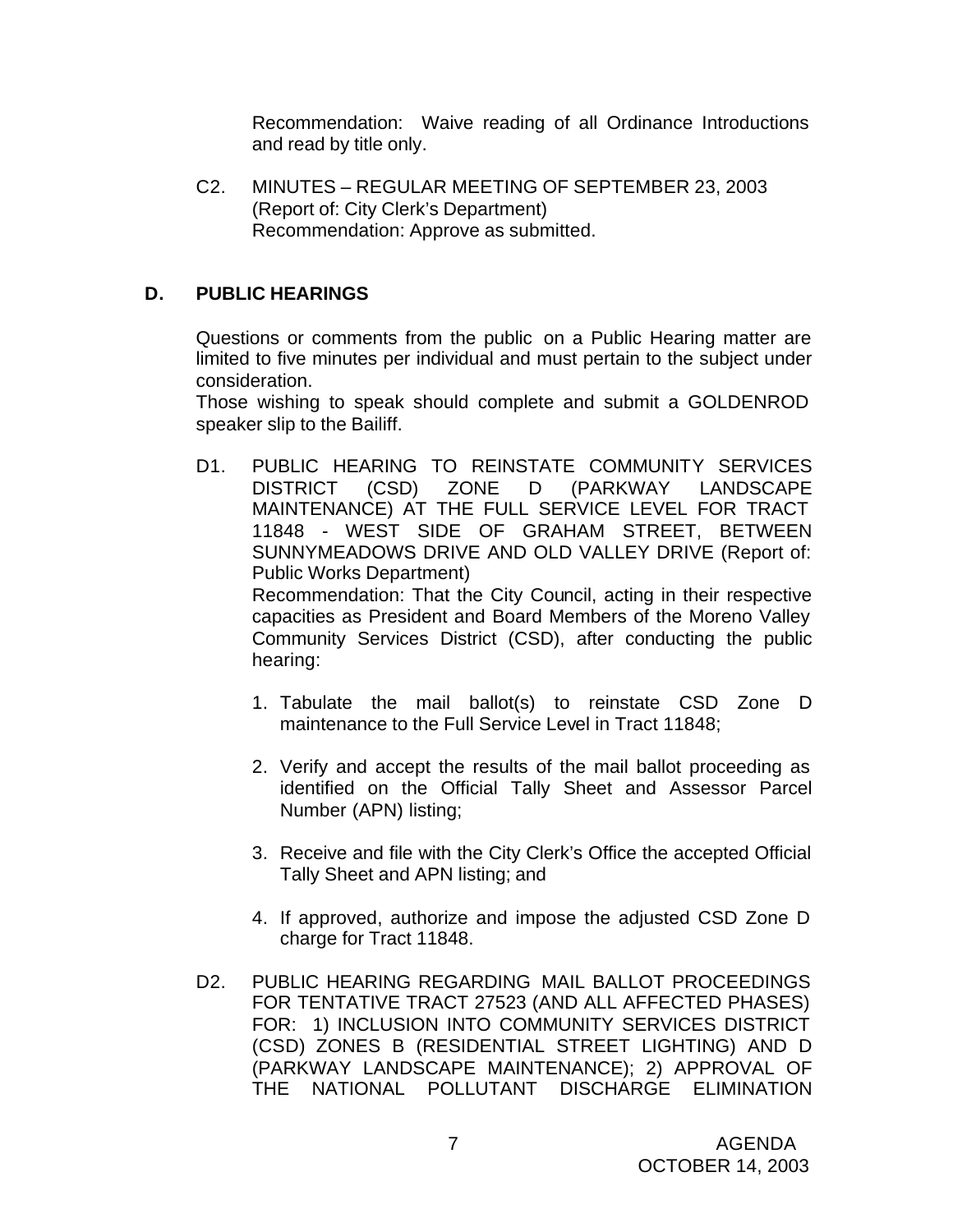Recommendation: Waive reading of all Ordinance Introductions and read by title only.

C2. MINUTES – REGULAR MEETING OF SEPTEMBER 23, 2003 (Report of: City Clerk's Department)
Recommendation: Approve as submitted.

## D. PUBLIC HEARINGS

Questions or comments from the public on a Public Hearing matter are limited to five minutes per individual and must pertain to the subject under consideration.
Those wishing to speak should complete and submit a GOLDENROD speaker slip to the Bailiff.

D1. PUBLIC HEARING TO REINSTATE COMMUNITY SERVICES DISTRICT (CSD) ZONE D (PARKWAY LANDSCAPE MAINTENANCE) AT THE FULL SERVICE LEVEL FOR TRACT 11848 - WEST SIDE OF GRAHAM STREET, BETWEEN SUNNYMEADOWS DRIVE AND OLD VALLEY DRIVE (Report of: Public Works Department)
Recommendation: That the City Council, acting in their respective capacities as President and Board Members of the Moreno Valley Community Services District (CSD), after conducting the public hearing:

1. Tabulate the mail ballot(s) to reinstate CSD Zone D maintenance to the Full Service Level in Tract 11848;

2. Verify and accept the results of the mail ballot proceeding as identified on the Official Tally Sheet and Assessor Parcel Number (APN) listing;

3. Receive and file with the City Clerk's Office the accepted Official Tally Sheet and APN listing; and

4. If approved, authorize and impose the adjusted CSD Zone D charge for Tract 11848.

D2. PUBLIC HEARING REGARDING MAIL BALLOT PROCEEDINGS FOR TENTATIVE TRACT 27523 (AND ALL AFFECTED PHASES) FOR: 1) INCLUSION INTO COMMUNITY SERVICES DISTRICT (CSD) ZONES B (RESIDENTIAL STREET LIGHTING) AND D (PARKWAY LANDSCAPE MAINTENANCE); 2) APPROVAL OF THE NATIONAL POLLUTANT DISCHARGE ELIMINATION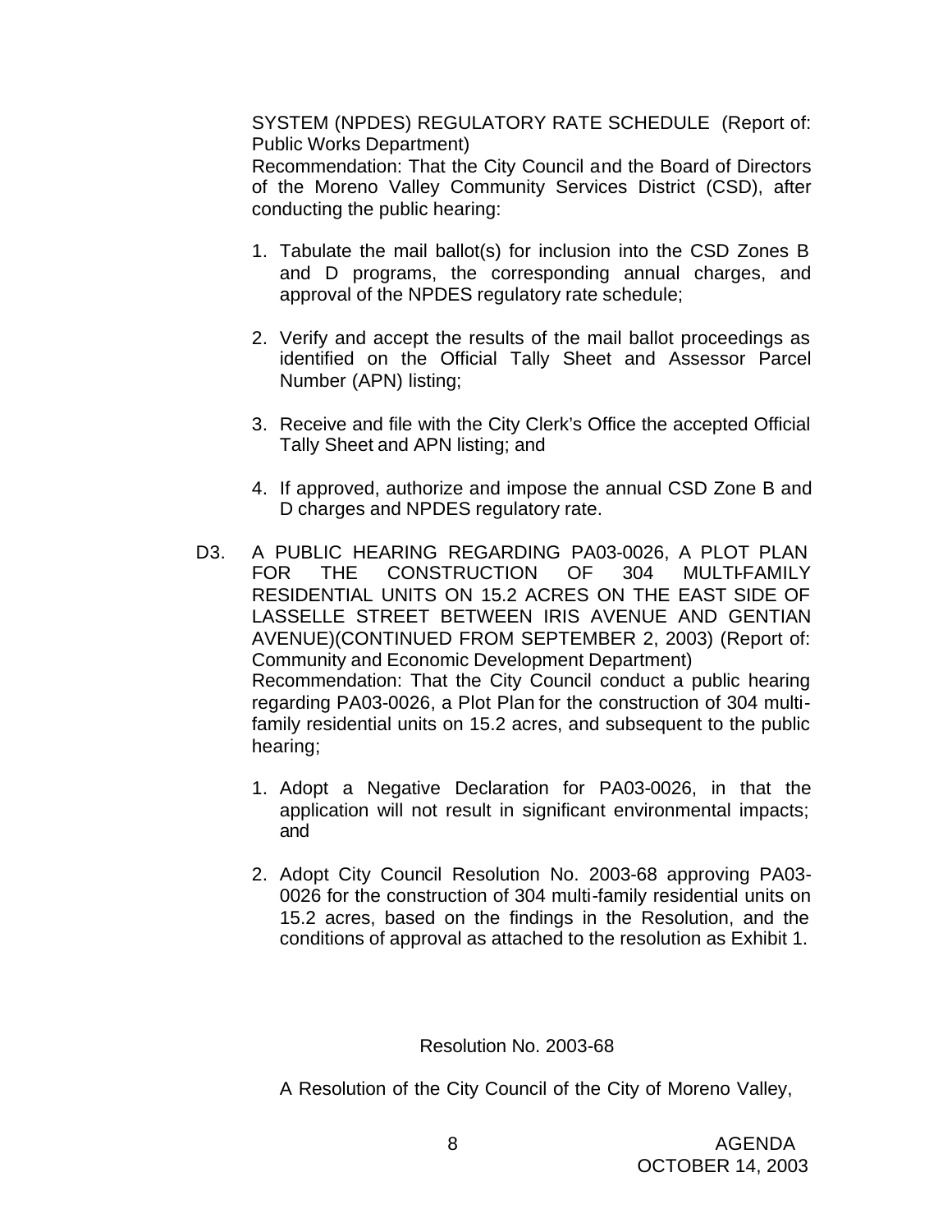SYSTEM (NPDES) REGULATORY RATE SCHEDULE (Report of: Public Works Department)

Recommendation: That the City Council and the Board of Directors of the Moreno Valley Community Services District (CSD), after conducting the public hearing:

1. Tabulate the mail ballot(s) for inclusion into the CSD Zones B and D programs, the corresponding annual charges, and approval of the NPDES regulatory rate schedule;

2. Verify and accept the results of the mail ballot proceedings as identified on the Official Tally Sheet and Assessor Parcel Number (APN) listing;

3. Receive and file with the City Clerk's Office the accepted Official Tally Sheet and APN listing; and

4. If approved, authorize and impose the annual CSD Zone B and D charges and NPDES regulatory rate.

D3. A PUBLIC HEARING REGARDING PA03-0026, A PLOT PLAN FOR THE CONSTRUCTION OF 304 MULTI-FAMILY RESIDENTIAL UNITS ON 15.2 ACRES ON THE EAST SIDE OF LASSELLE STREET BETWEEN IRIS AVENUE AND GENTIAN AVENUE)(CONTINUED FROM SEPTEMBER 2, 2003) (Report of: Community and Economic Development Department)

Recommendation: That the City Council conduct a public hearing regarding PA03-0026, a Plot Plan for the construction of 304 multi-family residential units on 15.2 acres, and subsequent to the public hearing;

1. Adopt a Negative Declaration for PA03-0026, in that the application will not result in significant environmental impacts; and

2. Adopt City Council Resolution No. 2003-68 approving PA03-0026 for the construction of 304 multi-family residential units on 15.2 acres, based on the findings in the Resolution, and the conditions of approval as attached to the resolution as Exhibit 1.

Resolution No. 2003-68

A Resolution of the City Council of the City of Moreno Valley,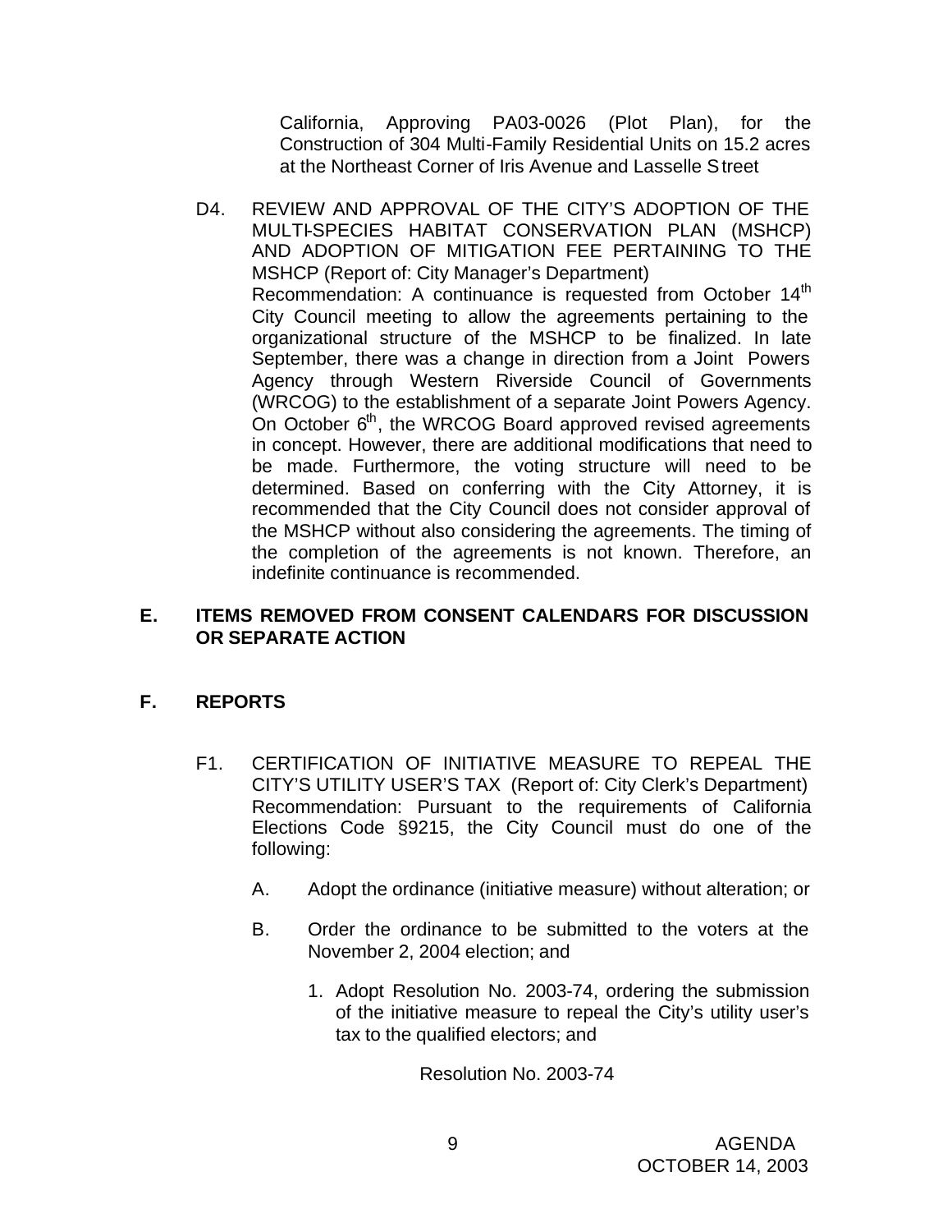California, Approving PA03-0026 (Plot Plan), for the Construction of 304 Multi-Family Residential Units on 15.2 acres at the Northeast Corner of Iris Avenue and Lasselle Street

D4. REVIEW AND APPROVAL OF THE CITY'S ADOPTION OF THE MULTI-SPECIES HABITAT CONSERVATION PLAN (MSHCP) AND ADOPTION OF MITIGATION FEE PERTAINING TO THE MSHCP (Report of: City Manager's Department)
Recommendation: A continuance is requested from October 14th City Council meeting to allow the agreements pertaining to the organizational structure of the MSHCP to be finalized. In late September, there was a change in direction from a Joint Powers Agency through Western Riverside Council of Governments (WRCOG) to the establishment of a separate Joint Powers Agency. On October 6th, the WRCOG Board approved revised agreements in concept. However, there are additional modifications that need to be made. Furthermore, the voting structure will need to be determined. Based on conferring with the City Attorney, it is recommended that the City Council does not consider approval of the MSHCP without also considering the agreements. The timing of the completion of the agreements is not known. Therefore, an indefinite continuance is recommended.

## E. ITEMS REMOVED FROM CONSENT CALENDARS FOR DISCUSSION OR SEPARATE ACTION

## F. REPORTS

F1. CERTIFICATION OF INITIATIVE MEASURE TO REPEAL THE CITY'S UTILITY USER'S TAX (Report of: City Clerk's Department)
Recommendation: Pursuant to the requirements of California Elections Code §9215, the City Council must do one of the following:

A. Adopt the ordinance (initiative measure) without alteration; or

B. Order the ordinance to be submitted to the voters at the November 2, 2004 election; and

1. Adopt Resolution No. 2003-74, ordering the submission of the initiative measure to repeal the City's utility user's tax to the qualified electors; and

Resolution No. 2003-74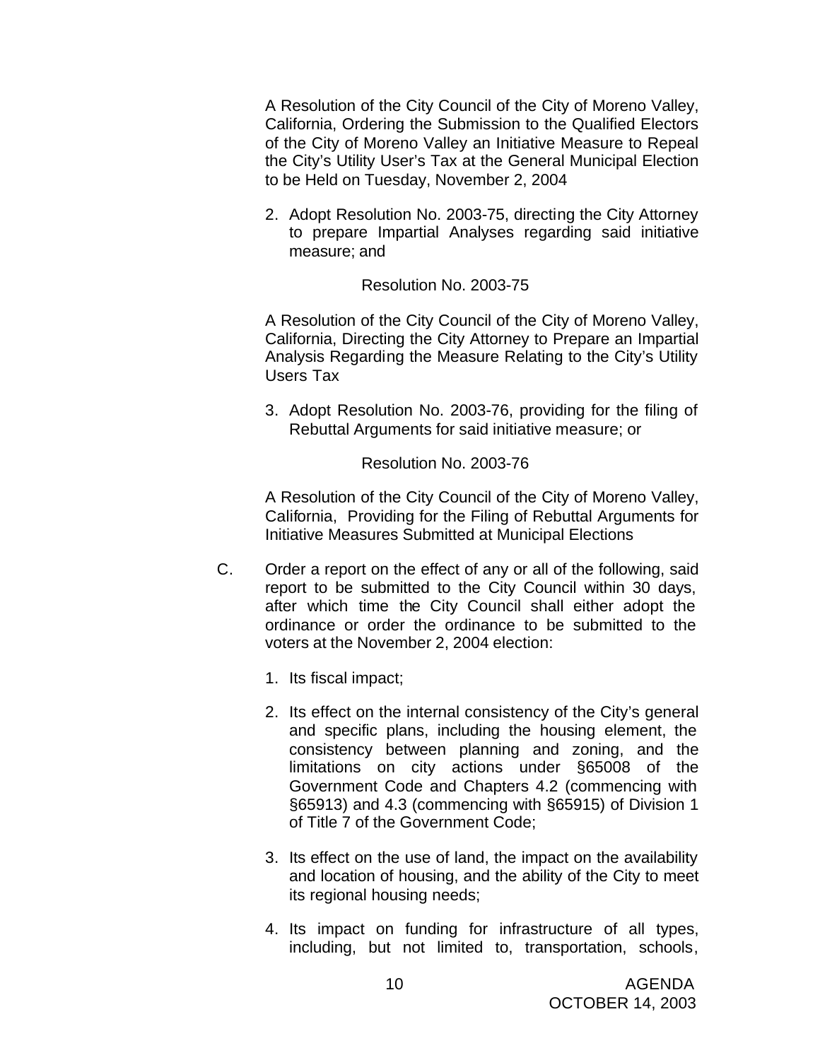A Resolution of the City Council of the City of Moreno Valley, California, Ordering the Submission to the Qualified Electors of the City of Moreno Valley an Initiative Measure to Repeal the City's Utility User's Tax at the General Municipal Election to be Held on Tuesday, November 2, 2004

2. Adopt Resolution No. 2003-75, directing the City Attorney to prepare Impartial Analyses regarding said initiative measure; and

   Resolution No. 2003-75

   A Resolution of the City Council of the City of Moreno Valley, California, Directing the City Attorney to Prepare an Impartial Analysis Regarding the Measure Relating to the City's Utility Users Tax

3. Adopt Resolution No. 2003-76, providing for the filing of Rebuttal Arguments for said initiative measure; or

   Resolution No. 2003-76

   A Resolution of the City Council of the City of Moreno Valley, California, Providing for the Filing of Rebuttal Arguments for Initiative Measures Submitted at Municipal Elections

C. Order a report on the effect of any or all of the following, said report to be submitted to the City Council within 30 days, after which time the City Council shall either adopt the ordinance or order the ordinance to be submitted to the voters at the November 2, 2004 election:

   1. Its fiscal impact;

   2. Its effect on the internal consistency of the City's general and specific plans, including the housing element, the consistency between planning and zoning, and the limitations on city actions under §65008 of the Government Code and Chapters 4.2 (commencing with §65913) and 4.3 (commencing with §65915) of Division 1 of Title 7 of the Government Code;

   3. Its effect on the use of land, the impact on the availability and location of housing, and the ability of the City to meet its regional housing needs;

   4. Its impact on funding for infrastructure of all types, including, but not limited to, transportation, schools,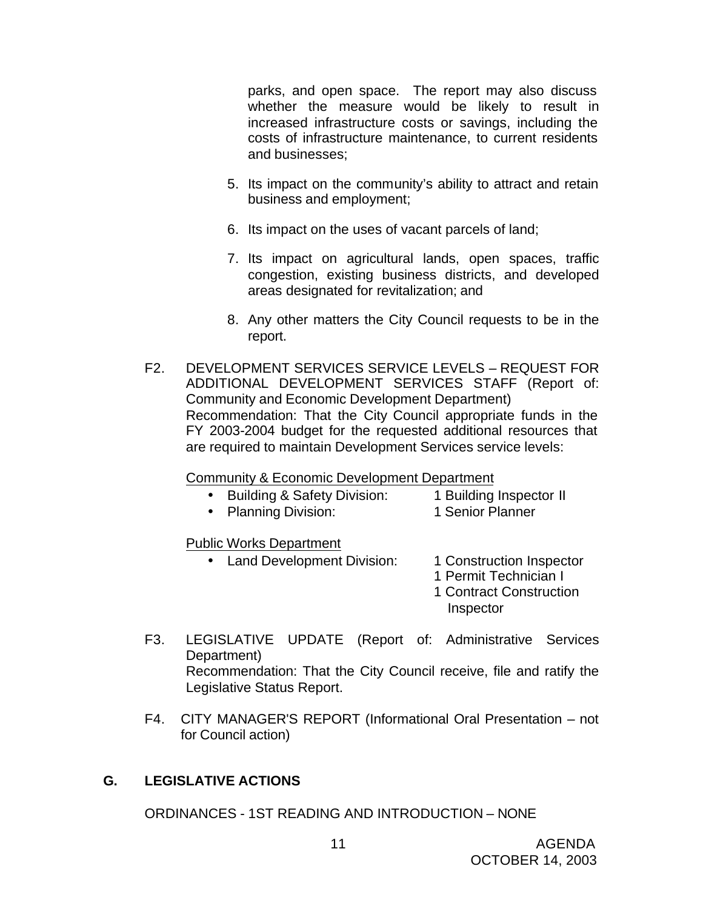parks, and open space. The report may also discuss whether the measure would be likely to result in increased infrastructure costs or savings, including the costs of infrastructure maintenance, to current residents and businesses;

5. Its impact on the community's ability to attract and retain business and employment;

6. Its impact on the uses of vacant parcels of land;

7. Its impact on agricultural lands, open spaces, traffic congestion, existing business districts, and developed areas designated for revitalization; and

8. Any other matters the City Council requests to be in the report.

F2. DEVELOPMENT SERVICES SERVICE LEVELS – REQUEST FOR ADDITIONAL DEVELOPMENT SERVICES STAFF (Report of: Community and Economic Development Department)
Recommendation: That the City Council appropriate funds in the FY 2003-2004 budget for the requested additional resources that are required to maintain Development Services service levels:

Community & Economic Development Department

- Building & Safety Division: 1 Building Inspector II
- Planning Division: 1 Senior Planner

Public Works Department

- Land Development Division: 1 Construction Inspector
  1 Permit Technician I
  1 Contract Construction Inspector

F3. LEGISLATIVE UPDATE (Report of: Administrative Services Department)
Recommendation: That the City Council receive, file and ratify the Legislative Status Report.

F4. CITY MANAGER'S REPORT (Informational Oral Presentation – not for Council action)

## G. LEGISLATIVE ACTIONS

ORDINANCES - 1ST READING AND INTRODUCTION – NONE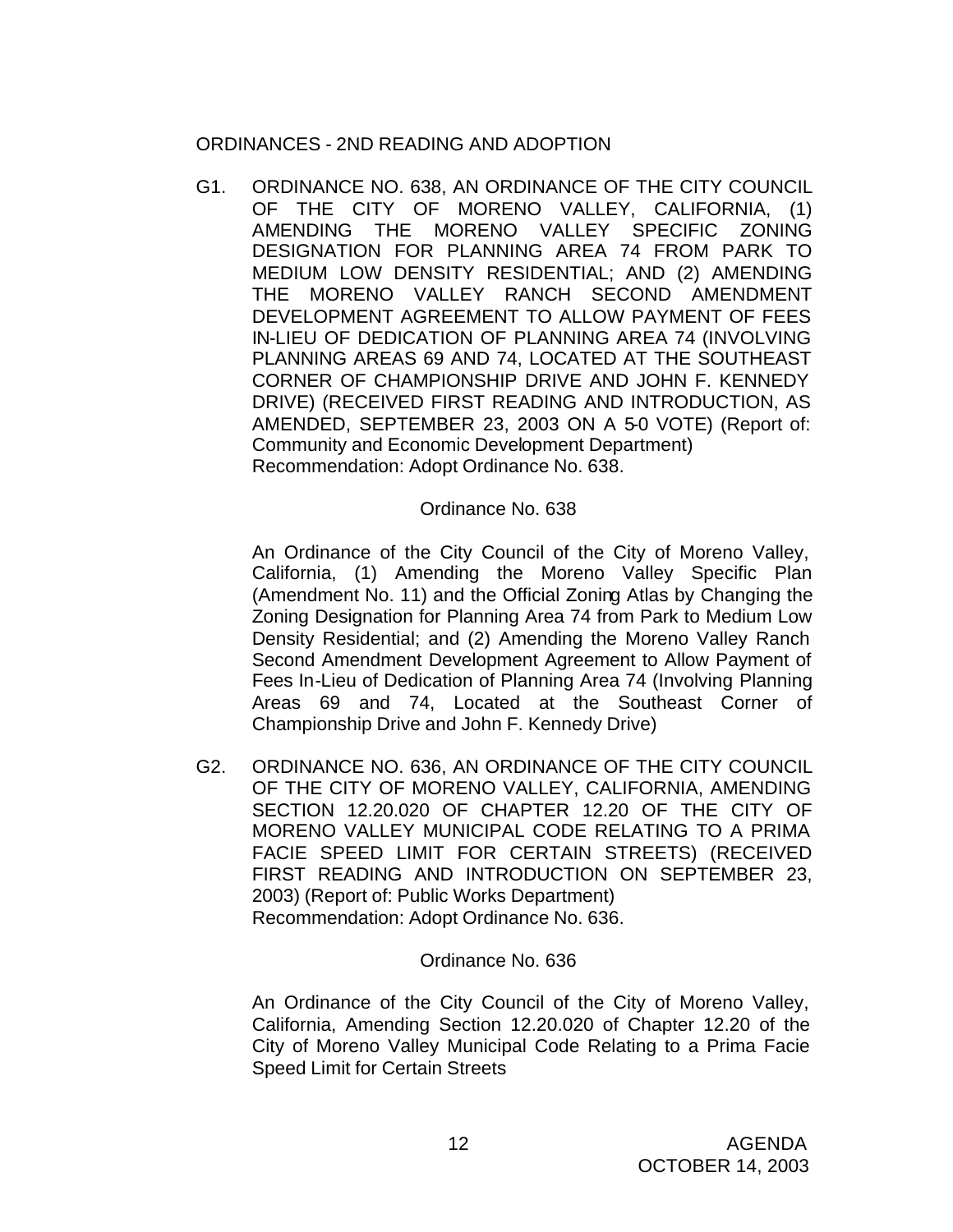ORDINANCES - 2ND READING AND ADOPTION

G1. ORDINANCE NO. 638, AN ORDINANCE OF THE CITY COUNCIL OF THE CITY OF MORENO VALLEY, CALIFORNIA, (1) AMENDING THE MORENO VALLEY SPECIFIC ZONING DESIGNATION FOR PLANNING AREA 74 FROM PARK TO MEDIUM LOW DENSITY RESIDENTIAL; AND (2) AMENDING THE MORENO VALLEY RANCH SECOND AMENDMENT DEVELOPMENT AGREEMENT TO ALLOW PAYMENT OF FEES IN-LIEU OF DEDICATION OF PLANNING AREA 74 (INVOLVING PLANNING AREAS 69 AND 74, LOCATED AT THE SOUTHEAST CORNER OF CHAMPIONSHIP DRIVE AND JOHN F. KENNEDY DRIVE) (RECEIVED FIRST READING AND INTRODUCTION, AS AMENDED, SEPTEMBER 23, 2003 ON A 5-0 VOTE) (Report of: Community and Economic Development Department)
Recommendation: Adopt Ordinance No. 638.

Ordinance No. 638

An Ordinance of the City Council of the City of Moreno Valley, California, (1) Amending the Moreno Valley Specific Plan (Amendment No. 11) and the Official Zoning Atlas by Changing the Zoning Designation for Planning Area 74 from Park to Medium Low Density Residential; and (2) Amending the Moreno Valley Ranch Second Amendment Development Agreement to Allow Payment of Fees In-Lieu of Dedication of Planning Area 74 (Involving Planning Areas 69 and 74, Located at the Southeast Corner of Championship Drive and John F. Kennedy Drive)

G2. ORDINANCE NO. 636, AN ORDINANCE OF THE CITY COUNCIL OF THE CITY OF MORENO VALLEY, CALIFORNIA, AMENDING SECTION 12.20.020 OF CHAPTER 12.20 OF THE CITY OF MORENO VALLEY MUNICIPAL CODE RELATING TO A PRIMA FACIE SPEED LIMIT FOR CERTAIN STREETS) (RECEIVED FIRST READING AND INTRODUCTION ON SEPTEMBER 23, 2003) (Report of: Public Works Department)
Recommendation: Adopt Ordinance No. 636.

Ordinance No. 636

An Ordinance of the City Council of the City of Moreno Valley, California, Amending Section 12.20.020 of Chapter 12.20 of the City of Moreno Valley Municipal Code Relating to a Prima Facie Speed Limit for Certain Streets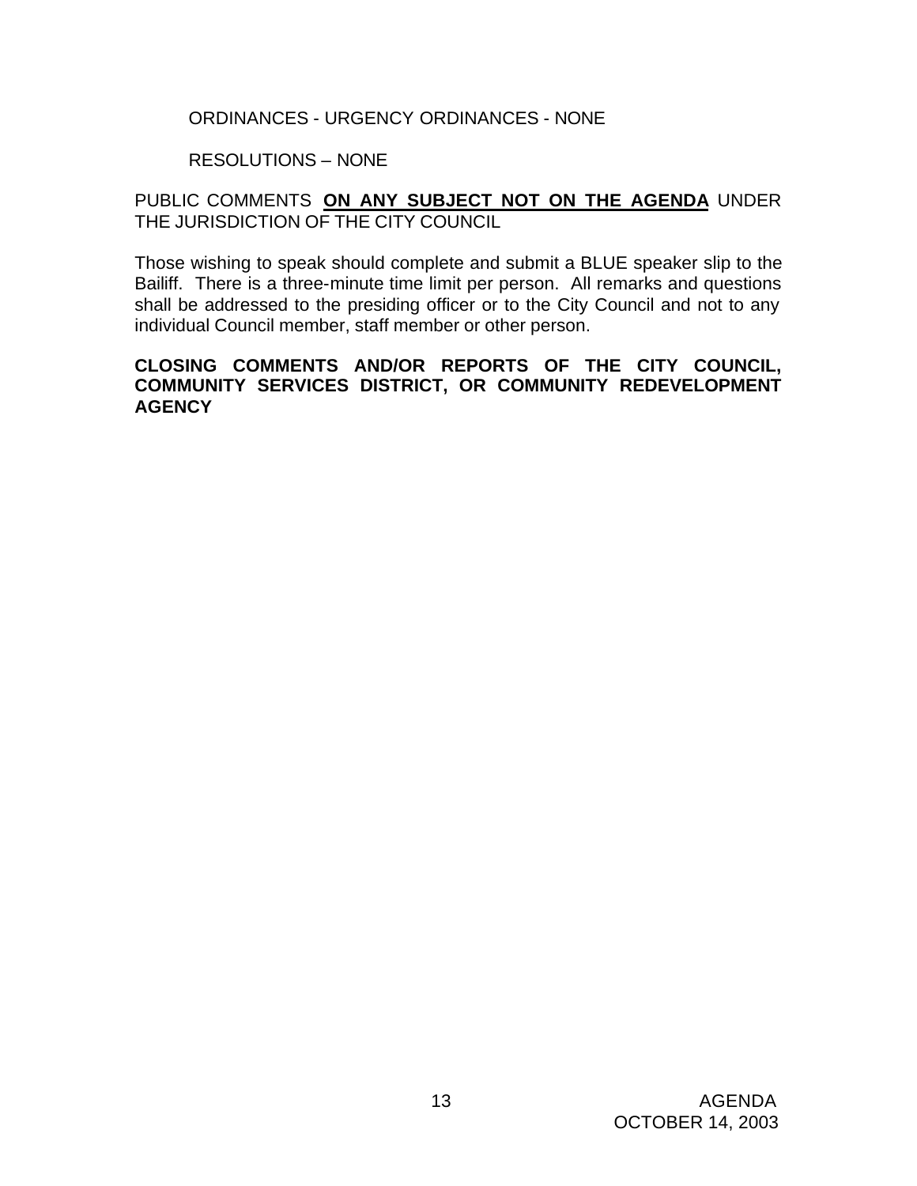ORDINANCES - URGENCY ORDINANCES - NONE

RESOLUTIONS – NONE

PUBLIC COMMENTS **ON ANY SUBJECT NOT ON THE AGENDA** UNDER THE JURISDICTION OF THE CITY COUNCIL

Those wishing to speak should complete and submit a BLUE speaker slip to the Bailiff. There is a three-minute time limit per person. All remarks and questions shall be addressed to the presiding officer or to the City Council and not to any individual Council member, staff member or other person.

**CLOSING COMMENTS AND/OR REPORTS OF THE CITY COUNCIL, COMMUNITY SERVICES DISTRICT, OR COMMUNITY REDEVELOPMENT AGENCY**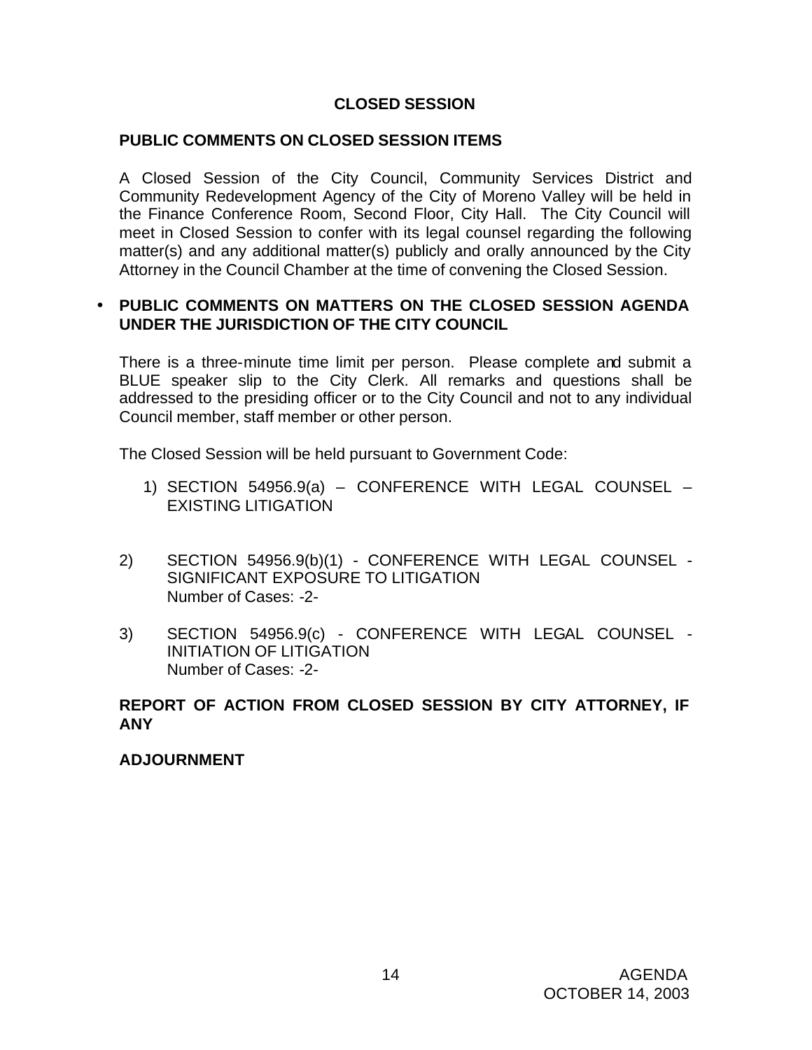**CLOSED SESSION**

**PUBLIC COMMENTS ON CLOSED SESSION ITEMS**

A Closed Session of the City Council, Community Services District and Community Redevelopment Agency of the City of Moreno Valley will be held in the Finance Conference Room, Second Floor, City Hall. The City Council will meet in Closed Session to confer with its legal counsel regarding the following matter(s) and any additional matter(s) publicly and orally announced by the City Attorney in the Council Chamber at the time of convening the Closed Session.

- **PUBLIC COMMENTS ON MATTERS ON THE CLOSED SESSION AGENDA UNDER THE JURISDICTION OF THE CITY COUNCIL**

There is a three-minute time limit per person. Please complete and submit a BLUE speaker slip to the City Clerk. All remarks and questions shall be addressed to the presiding officer or to the City Council and not to any individual Council member, staff member or other person.

The Closed Session will be held pursuant to Government Code:

1) SECTION 54956.9(a) – CONFERENCE WITH LEGAL COUNSEL – EXISTING LITIGATION

2) SECTION 54956.9(b)(1) - CONFERENCE WITH LEGAL COUNSEL - SIGNIFICANT EXPOSURE TO LITIGATION
Number of Cases: -2-

3) SECTION 54956.9(c) - CONFERENCE WITH LEGAL COUNSEL - INITIATION OF LITIGATION
Number of Cases: -2-

**REPORT OF ACTION FROM CLOSED SESSION BY CITY ATTORNEY, IF ANY**

**ADJOURNMENT**